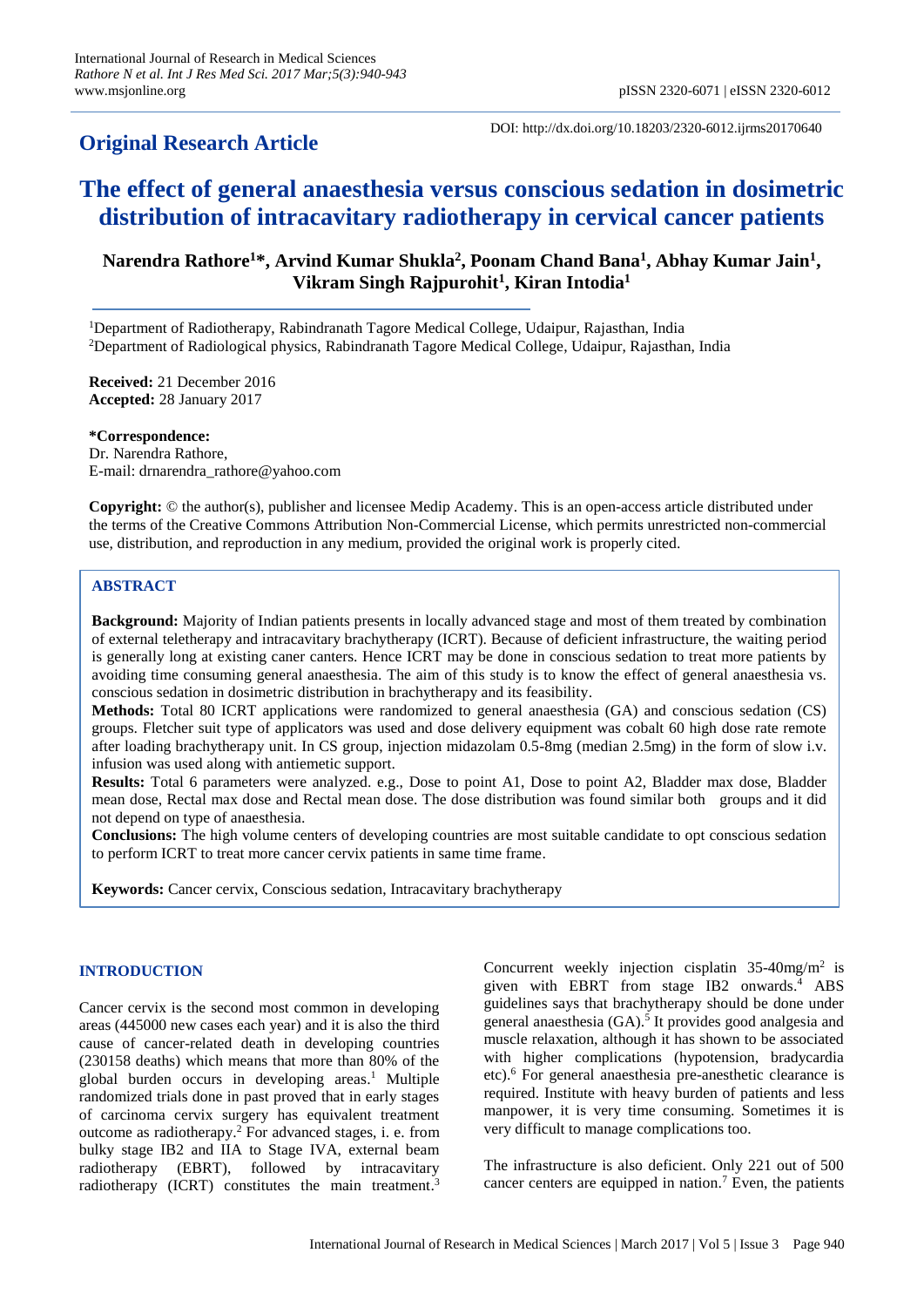**Original Research Article**

DOI: http://dx.doi.org/10.18203/2320-6012.ijrms20170640

# The effect of general anaesthesia versus conscious sedation in dosimetric distribution of intracavitary radiotherapy in cervical cancer patients

**Narendra Rathore[1]\*, Arvind Kumar Shukla[2], Poonam Chand Bana[1], Abhay Kumar Jain[1], Vikram Singh Rajpurohit[1], Kiran Intodia[1]**

[1]Department of Radiotherapy, Rabindranath Tagore Medical College, Udaipur, Rajasthan, India
[2]Department of Radiological physics, Rabindranath Tagore Medical College, Udaipur, Rajasthan, India

**Received:** 21 December 2016
**Accepted:** 28 January 2017

**\*Correspondence:**
Dr. Narendra Rathore,
E-mail: drnarendra_rathore@yahoo.com

**Copyright:** © the author(s), publisher and licensee Medip Academy. This is an open-access article distributed under the terms of the Creative Commons Attribution Non-Commercial License, which permits unrestricted non-commercial use, distribution, and reproduction in any medium, provided the original work is properly cited.

## ABSTRACT

**Background:** Majority of Indian patients presents in locally advanced stage and most of them treated by combination of external teletherapy and intracavitary brachytherapy (ICRT). Because of deficient infrastructure, the waiting period is generally long at existing caner canters. Hence ICRT may be done in conscious sedation to treat more patients by avoiding time consuming general anaesthesia. The aim of this study is to know the effect of general anaesthesia vs. conscious sedation in dosimetric distribution in brachytherapy and its feasibility.

**Methods:** Total 80 ICRT applications were randomized to general anaesthesia (GA) and conscious sedation (CS) groups. Fletcher suit type of applicators was used and dose delivery equipment was cobalt 60 high dose rate remote after loading brachytherapy unit. In CS group, injection midazolam 0.5-8mg (median 2.5mg) in the form of slow i.v. infusion was used along with antiemetic support.

**Results:** Total 6 parameters were analyzed. e.g., Dose to point A1, Dose to point A2, Bladder max dose, Bladder mean dose, Rectal max dose and Rectal mean dose. The dose distribution was found similar both groups and it did not depend on type of anaesthesia.

**Conclusions:** The high volume centers of developing countries are most suitable candidate to opt conscious sedation to perform ICRT to treat more cancer cervix patients in same time frame.

**Keywords:** Cancer cervix, Conscious sedation, Intracavitary brachytherapy

## INTRODUCTION

Cancer cervix is the second most common in developing areas (445000 new cases each year) and it is also the third cause of cancer-related death in developing countries (230158 deaths) which means that more than 80% of the global burden occurs in developing areas.[1] Multiple randomized trials done in past proved that in early stages of carcinoma cervix surgery has equivalent treatment outcome as radiotherapy.[2] For advanced stages, i. e. from bulky stage IB2 and IIA to Stage IVA, external beam radiotherapy (EBRT), followed by intracavitary radiotherapy (ICRT) constitutes the main treatment.[3] Concurrent weekly injection cisplatin 35-40mg/m$^2$ is given with EBRT from stage IB2 onwards.[4] ABS guidelines says that brachytherapy should be done under general anaesthesia (GA).[5] It provides good analgesia and muscle relaxation, although it has shown to be associated with higher complications (hypotension, bradycardia etc).[6] For general anaesthesia pre-anesthetic clearance is required. Institute with heavy burden of patients and less manpower, it is very time consuming. Sometimes it is very difficult to manage complications too.

The infrastructure is also deficient. Only 221 out of 500 cancer centers are equipped in nation.[7] Even, the patients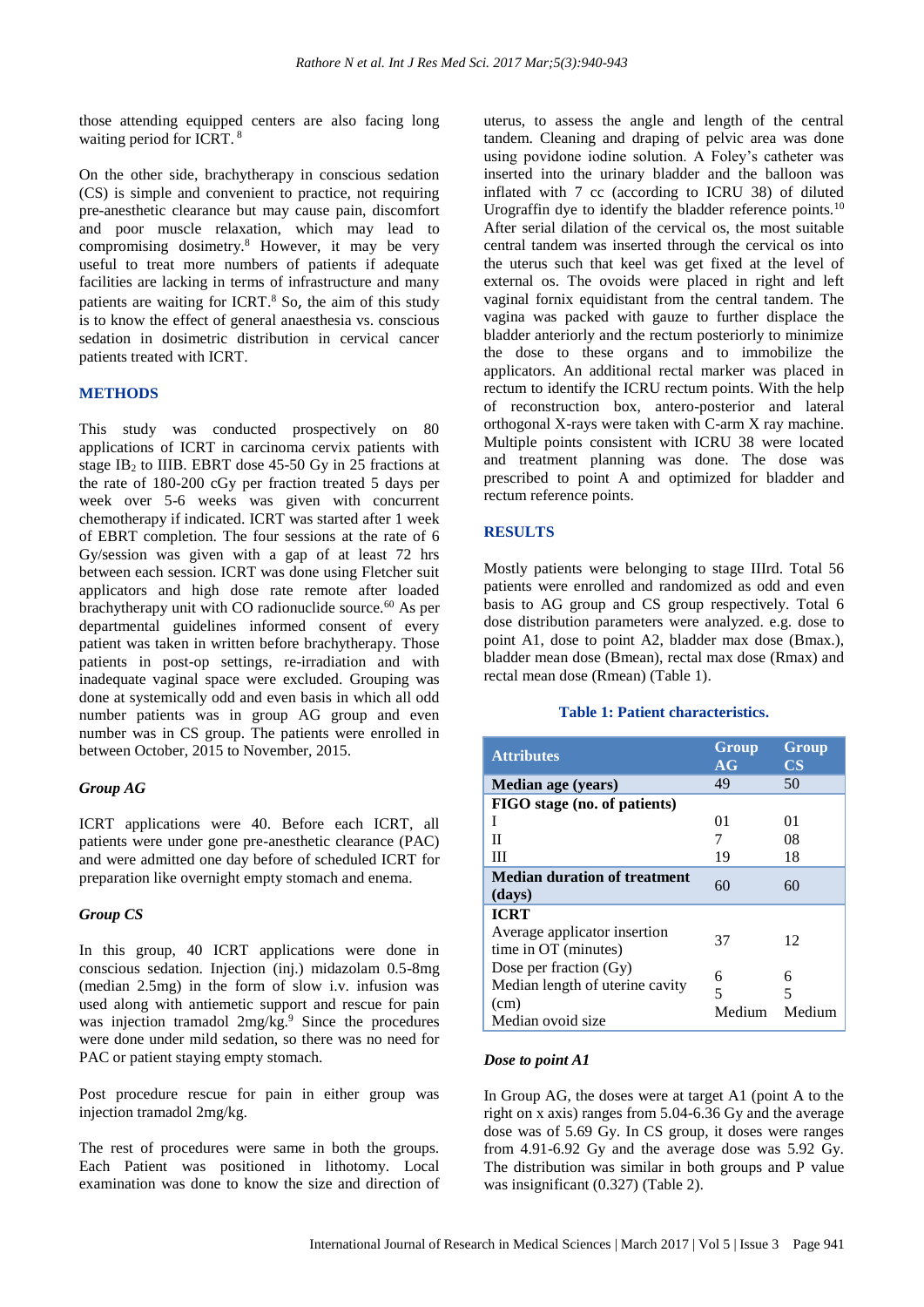those attending equipped centers are also facing long waiting period for ICRT.[8]

On the other side, brachytherapy in conscious sedation (CS) is simple and convenient to practice, not requiring pre-anesthetic clearance but may cause pain, discomfort and poor muscle relaxation, which may lead to compromising dosimetry.[8] However, it may be very useful to treat more numbers of patients if adequate facilities are lacking in terms of infrastructure and many patients are waiting for ICRT.[8] So, the aim of this study is to know the effect of general anaesthesia vs. conscious sedation in dosimetric distribution in cervical cancer patients treated with ICRT.

## METHODS

This study was conducted prospectively on 80 applications of ICRT in carcinoma cervix patients with stage $IB_2$ to IIIB. EBRT dose 45-50 Gy in 25 fractions at the rate of 180-200 cGy per fraction treated 5 days per week over 5-6 weeks was given with concurrent chemotherapy if indicated. ICRT was started after 1 week of EBRT completion. The four sessions at the rate of 6 Gy/session was given with a gap of at least 72 hrs between each session. ICRT was done using Fletcher suit applicators and high dose rate remote after loaded brachytherapy unit with CO radionuclide source.[60] As per departmental guidelines informed consent of every patient was taken in written before brachytherapy. Those patients in post-op settings, re-irradiation and with inadequate vaginal space were excluded. Grouping was done at systemically odd and even basis in which all odd number patients was in group AG group and even number was in CS group. The patients were enrolled in between October, 2015 to November, 2015.

### *Group AG*

ICRT applications were 40. Before each ICRT, all patients were under gone pre-anesthetic clearance (PAC) and were admitted one day before of scheduled ICRT for preparation like overnight empty stomach and enema.

### *Group CS*

In this group, 40 ICRT applications were done in conscious sedation. Injection (inj.) midazolam 0.5-8mg (median 2.5mg) in the form of slow i.v. infusion was used along with antiemetic support and rescue for pain was injection tramadol 2mg/kg.[9] Since the procedures were done under mild sedation, so there was no need for PAC or patient staying empty stomach.

Post procedure rescue for pain in either group was injection tramadol 2mg/kg.

The rest of procedures were same in both the groups. Each Patient was positioned in lithotomy. Local examination was done to know the size and direction of uterus, to assess the angle and length of the central tandem. Cleaning and draping of pelvic area was done using povidone iodine solution. A Foley's catheter was inserted into the urinary bladder and the balloon was inflated with 7 cc (according to ICRU 38) of diluted Urograffin dye to identify the bladder reference points.[10] After serial dilation of the cervical os, the most suitable central tandem was inserted through the cervical os into the uterus such that keel was get fixed at the level of external os. The ovoids were placed in right and left vaginal fornix equidistant from the central tandem. The vagina was packed with gauze to further displace the bladder anteriorly and the rectum posteriorly to minimize the dose to these organs and to immobilize the applicators. An additional rectal marker was placed in rectum to identify the ICRU rectum points. With the help of reconstruction box, antero-posterior and lateral orthogonal X-rays were taken with C-arm X ray machine. Multiple points consistent with ICRU 38 were located and treatment planning was done. The dose was prescribed to point A and optimized for bladder and rectum reference points.

## RESULTS

Mostly patients were belonging to stage IIIrd. Total 56 patients were enrolled and randomized as odd and even basis to AG group and CS group respectively. Total 6 dose distribution parameters were analyzed. e.g. dose to point A1, dose to point A2, bladder max dose (Bmax.), bladder mean dose (Bmean), rectal max dose (Rmax) and rectal mean dose (Rmean) (Table 1).

**Table 1: Patient characteristics.**

| Attributes | Group AG | Group CS |
|---|---|---|
| **Median age (years)** | 49 | 50 |
| **FIGO stage (no. of patients)** | | |
| I | 01 | 01 |
| II | 7 | 08 |
| III | 19 | 18 |
| **Median duration of treatment (days)** | 60 | 60 |
| **ICRT** | | |
| Average applicator insertion time in OT (minutes) | 37 | 12 |
| Dose per fraction (Gy) | 6 | 6 |
| Median length of uterine cavity (cm) | 5 | 5 |
| Median ovoid size | Medium | Medium |

### *Dose to point A1*

In Group AG, the doses were at target A1 (point A to the right on x axis) ranges from 5.04-6.36 Gy and the average dose was of 5.69 Gy. In CS group, it doses were ranges from 4.91-6.92 Gy and the average dose was 5.92 Gy. The distribution was similar in both groups and P value was insignificant (0.327) (Table 2).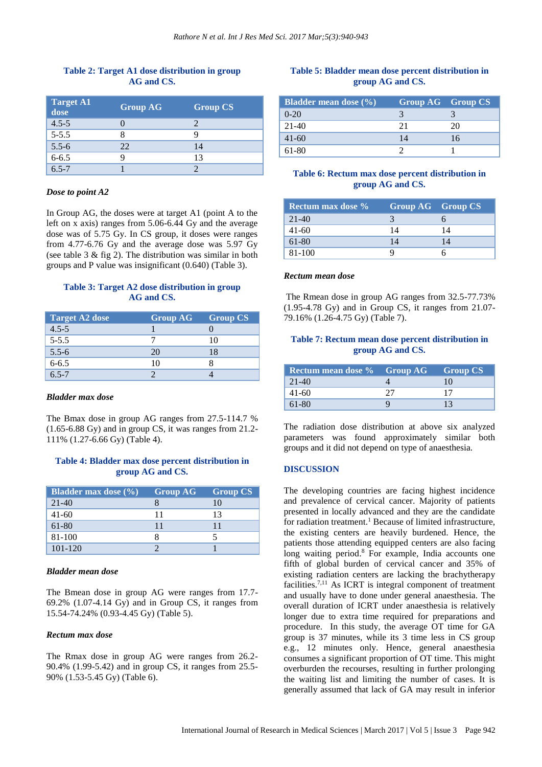**Table 2: Target A1 dose distribution in group AG and CS.**

| Target A1 dose | Group AG | Group CS |
|---|---|---|
| 4.5-5 | 0 | 2 |
| 5-5.5 | 8 | 9 |
| 5.5-6 | 22 | 14 |
| 6-6.5 | 9 | 13 |
| 6.5-7 | 1 | 2 |

### *Dose to point A2*

In Group AG, the doses were at target A1 (point A to the left on x axis) ranges from 5.06-6.44 Gy and the average dose was of 5.75 Gy. In CS group, it doses were ranges from 4.77-6.76 Gy and the average dose was 5.97 Gy (see table 3 & fig 2). The distribution was similar in both groups and P value was insignificant (0.640) (Table 3).

**Table 3: Target A2 dose distribution in group AG and CS.**

| Target A2 dose | Group AG | Group CS |
|---|---|---|
| 4.5-5 | 1 | 0 |
| 5-5.5 | 7 | 10 |
| 5.5-6 | 20 | 18 |
| 6-6.5 | 10 | 8 |
| 6.5-7 | 2 | 4 |

### *Bladder max dose*

The Bmax dose in group AG ranges from 27.5-114.7 % (1.65-6.88 Gy) and in group CS, it was ranges from 21.2-111% (1.27-6.66 Gy) (Table 4).

**Table 4: Bladder max dose percent distribution in group AG and CS.**

| Bladder max dose (%) | Group AG | Group CS |
|---|---|---|
| 21-40 | 8 | 10 |
| 41-60 | 11 | 13 |
| 61-80 | 11 | 11 |
| 81-100 | 8 | 5 |
| 101-120 | 2 | 1 |

### *Bladder mean dose*

The Bmean dose in group AG were ranges from 17.7-69.2% (1.07-4.14 Gy) and in Group CS, it ranges from 15.54-74.24% (0.93-4.45 Gy) (Table 5).

### *Rectum max dose*

The Rmax dose in group AG were ranges from 26.2-90.4% (1.99-5.42) and in group CS, it ranges from 25.5-90% (1.53-5.45 Gy) (Table 6).

**Table 5: Bladder mean dose percent distribution in group AG and CS.**

| Bladder mean dose (%) | Group AG | Group CS |
|---|---|---|
| 0-20 | 3 | 3 |
| 21-40 | 21 | 20 |
| 41-60 | 14 | 16 |
| 61-80 | 2 | 1 |

**Table 6: Rectum max dose percent distribution in group AG and CS.**

| Rectum max dose % | Group AG | Group CS |
|---|---|---|
| 21-40 | 3 | 6 |
| 41-60 | 14 | 14 |
| 61-80 | 14 | 14 |
| 81-100 | 9 | 6 |

### *Rectum mean dose*

The Rmean dose in group AG ranges from 32.5-77.73% (1.95-4.78 Gy) and in Group CS, it ranges from 21.07-79.16% (1.26-4.75 Gy) (Table 7).

**Table 7: Rectum mean dose percent distribution in group AG and CS.**

| Rectum mean dose % | Group AG | Group CS |
|---|---|---|
| 21-40 | 4 | 10 |
| 41-60 | 27 | 17 |
| 61-80 | 9 | 13 |

The radiation dose distribution at above six analyzed parameters was found approximately similar both groups and it did not depend on type of anaesthesia.

## DISCUSSION

The developing countries are facing highest incidence and prevalence of cervical cancer. Majority of patients presented in locally advanced and they are the candidate for radiation treatment.[1] Because of limited infrastructure, the existing centers are heavily burdened. Hence, the patients those attending equipped centers are also facing long waiting period.[8] For example, India accounts one fifth of global burden of cervical cancer and 35% of existing radiation centers are lacking the brachytherapy facilities.[7,11] As ICRT is integral component of treatment and usually have to done under general anaesthesia. The overall duration of ICRT under anaesthesia is relatively longer due to extra time required for preparations and procedure. In this study, the average OT time for GA group is 37 minutes, while its 3 time less in CS group e.g., 12 minutes only. Hence, general anaesthesia consumes a significant proportion of OT time. This might overburden the recourses, resulting in further prolonging the waiting list and limiting the number of cases. It is generally assumed that lack of GA may result in inferior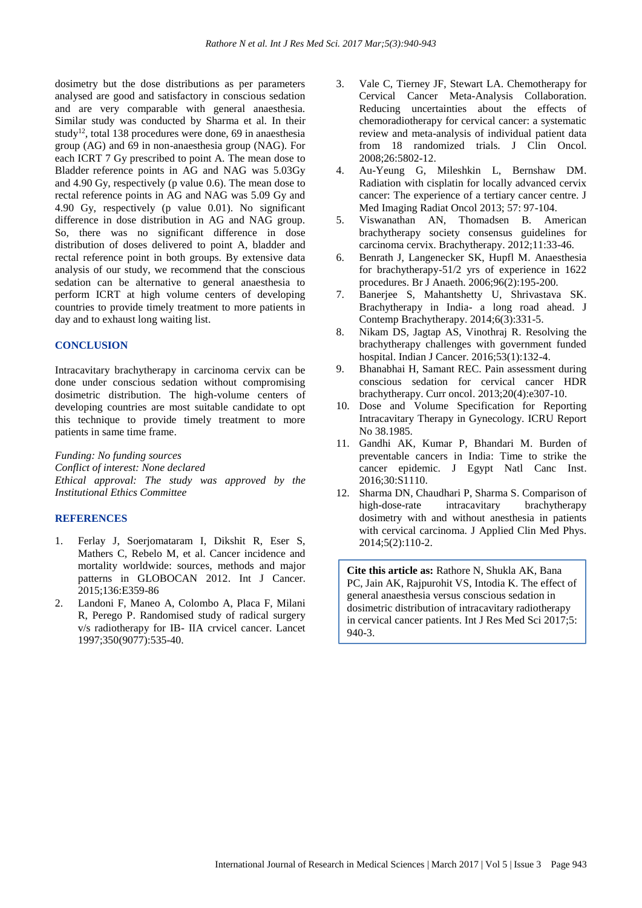dosimetry but the dose distributions as per parameters analysed are good and satisfactory in conscious sedation and are very comparable with general anaesthesia. Similar study was conducted by Sharma et al. In their study[12], total 138 procedures were done, 69 in anaesthesia group (AG) and 69 in non-anaesthesia group (NAG). For each ICRT 7 Gy prescribed to point A. The mean dose to Bladder reference points in AG and NAG was 5.03Gy and 4.90 Gy, respectively (p value 0.6). The mean dose to rectal reference points in AG and NAG was 5.09 Gy and 4.90 Gy, respectively (p value 0.01). No significant difference in dose distribution in AG and NAG group. So, there was no significant difference in dose distribution of doses delivered to point A, bladder and rectal reference point in both groups. By extensive data analysis of our study, we recommend that the conscious sedation can be alternative to general anaesthesia to perform ICRT at high volume centers of developing countries to provide timely treatment to more patients in day and to exhaust long waiting list.

## CONCLUSION

Intracavitary brachytherapy in carcinoma cervix can be done under conscious sedation without compromising dosimetric distribution. The high-volume centers of developing countries are most suitable candidate to opt this technique to provide timely treatment to more patients in same time frame.

*Funding: No funding sources*
*Conflict of interest: None declared*
*Ethical approval: The study was approved by the Institutional Ethics Committee*

## REFERENCES

1. Ferlay J, Soerjomataram I, Dikshit R, Eser S, Mathers C, Rebelo M, et al. Cancer incidence and mortality worldwide: sources, methods and major patterns in GLOBOCAN 2012. Int J Cancer. 2015;136:E359-86
2. Landoni F, Maneo A, Colombo A, Placa F, Milani R, Perego P. Randomised study of radical surgery v/s radiotherapy for IB- IIA crvicel cancer. Lancet 1997;350(9077):535-40.
3. Vale C, Tierney JF, Stewart LA. Chemotherapy for Cervical Cancer Meta-Analysis Collaboration. Reducing uncertainties about the effects of chemoradiotherapy for cervical cancer: a systematic review and meta-analysis of individual patient data from 18 randomized trials. J Clin Oncol. 2008;26:5802-12.
4. Au-Yeung G, Mileshkin L, Bernshaw DM. Radiation with cisplatin for locally advanced cervix cancer: The experience of a tertiary cancer centre. J Med Imaging Radiat Oncol 2013; 57: 97-104.
5. Viswanathan AN, Thomadsen B. American brachytherapy society consensus guidelines for carcinoma cervix. Brachytherapy. 2012;11:33-46.
6. Benrath J, Langenecker SK, Hupfl M. Anaesthesia for brachytherapy-51/2 yrs of experience in 1622 procedures. Br J Anaeth. 2006;96(2):195-200.
7. Banerjee S, Mahantshetty U, Shrivastava SK. Brachytherapy in India- a long road ahead. J Contemp Brachytherapy. 2014;6(3):331-5.
8. Nikam DS, Jagtap AS, Vinothraj R. Resolving the brachytherapy challenges with government funded hospital. Indian J Cancer. 2016;53(1):132-4.
9. Bhanabhai H, Samant REC. Pain assessment during conscious sedation for cervical cancer HDR brachytherapy. Curr oncol. 2013;20(4):e307-10.
10. Dose and Volume Specification for Reporting Intracavitary Therapy in Gynecology. ICRU Report No 38.1985.
11. Gandhi AK, Kumar P, Bhandari M. Burden of preventable cancers in India: Time to strike the cancer epidemic. J Egypt Natl Canc Inst. 2016;30:S1110.
12. Sharma DN, Chaudhari P, Sharma S. Comparison of high-dose-rate intracavitary brachytherapy dosimetry with and without anesthesia in patients with cervical carcinoma. J Applied Clin Med Phys. 2014;5(2):110-2.

**Cite this article as:** Rathore N, Shukla AK, Bana PC, Jain AK, Rajpurohit VS, Intodia K. The effect of general anaesthesia versus conscious sedation in dosimetric distribution of intracavitary radiotherapy in cervical cancer patients. Int J Res Med Sci 2017;5: 940-3.